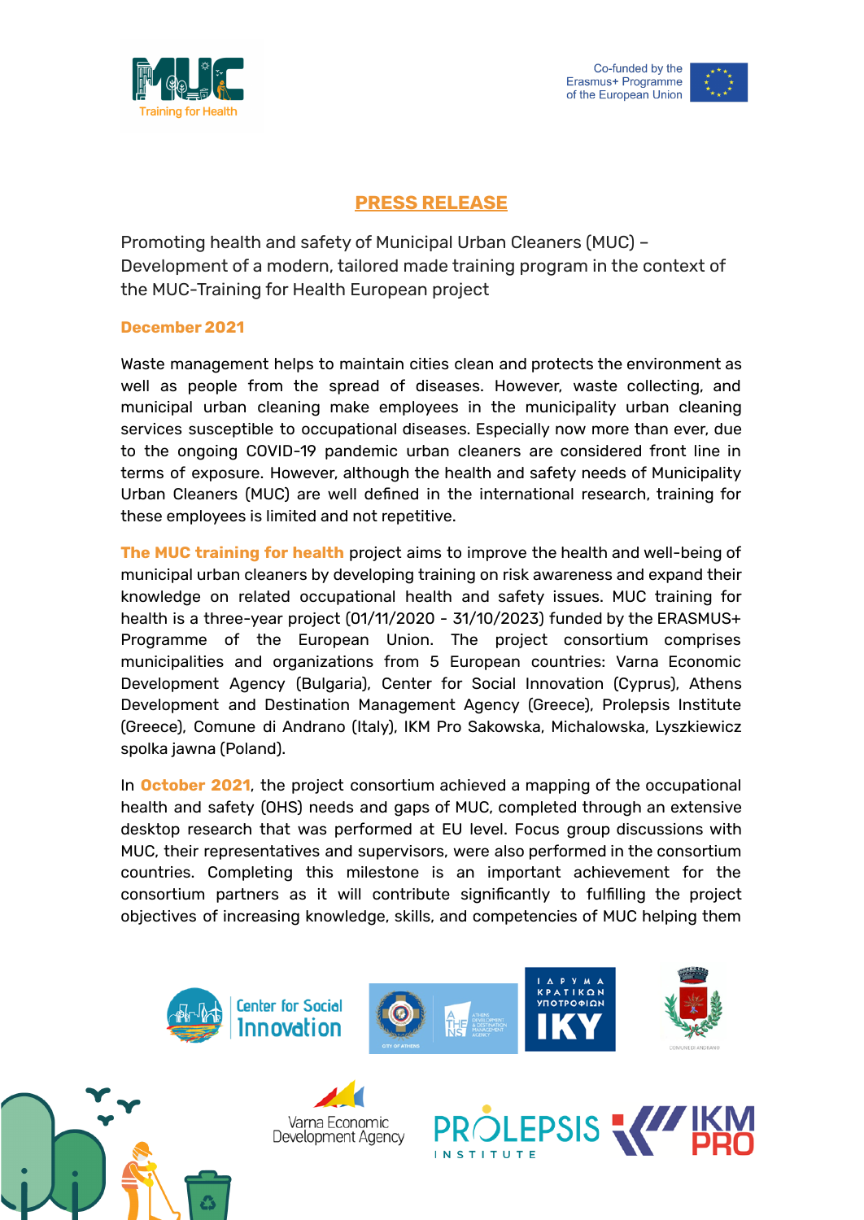# PRESS RELEASE

Promoting health and safety of Municipal Urban Cleaners (MUC) – Development of a modern, tailored made training program in the context of the MUC-Training for Health European project

**December 2021**

Waste management helps to maintain cities clean and protects the environment as well as people from the spread of diseases. However, waste collecting, and municipal urban cleaning make employees in the municipality urban cleaning services susceptible to occupational diseases. Especially now more than ever, due to the ongoing COVID-19 pandemic urban cleaners are considered front line in terms of exposure. However, although the health and safety needs of Municipality Urban Cleaners (MUC) are well defined in the international research, training for these employees is limited and not repetitive.

**The MUC training for health** project aims to improve the health and well-being of municipal urban cleaners by developing training on risk awareness and expand their knowledge on related occupational health and safety issues. MUC training for health is a three-year project (01/11/2020 - 31/10/2023) funded by the ERASMUS+ Programme of the European Union. The project consortium comprises municipalities and organizations from 5 European countries: Varna Economic Development Agency (Bulgaria), Center for Social Innovation (Cyprus), Athens Development and Destination Management Agency (Greece), Prolepsis Institute (Greece), Comune di Andrano (Italy), IKM Pro Sakowska, Michalowska, Lyszkiewicz spolka jawna (Poland).

In **October 2021**, the project consortium achieved a mapping of the occupational health and safety (OHS) needs and gaps of MUC, completed through an extensive desktop research that was performed at EU level. Focus group discussions with MUC, their representatives and supervisors, were also performed in the consortium countries. Completing this milestone is an important achievement for the consortium partners as it will contribute significantly to fulfilling the project objectives of increasing knowledge, skills, and competencies of MUC helping them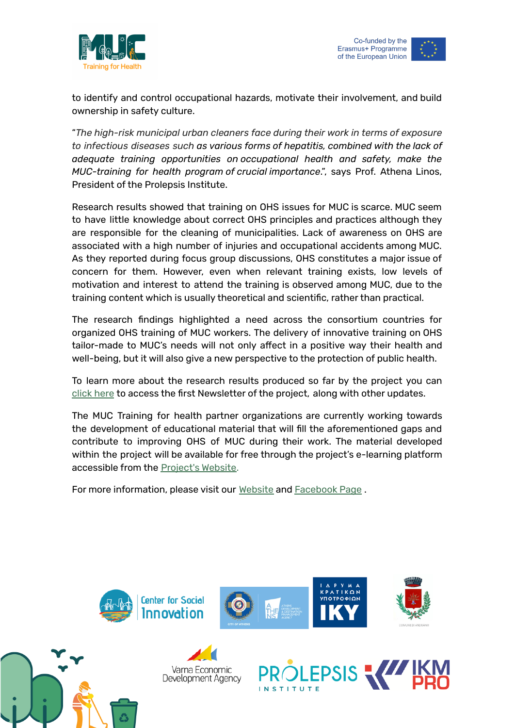to identify and control occupational hazards, motivate their involvement, and build ownership in safety culture.

"*The high-risk municipal urban cleaners face during their work in terms of exposure to infectious diseases such as various forms of hepatitis, combined with the lack of adequate training opportunities on occupational health and safety, make the MUC-training for health program of crucial importance*.", says Prof. Athena Linos, President of the Prolepsis Institute.

Research results showed that training on OHS issues for MUC is scarce. MUC seem to have little knowledge about correct OHS principles and practices although they are responsible for the cleaning of municipalities. Lack of awareness on OHS are associated with a high number of injuries and occupational accidents among MUC. As they reported during focus group discussions, OHS constitutes a major issue of concern for them. However, even when relevant training exists, low levels of motivation and interest to attend the training is observed among MUC, due to the training content which is usually theoretical and scientific, rather than practical.

The research findings highlighted a need across the consortium countries for organized OHS training of MUC workers. The delivery of innovative training on OHS tailor-made to MUC's needs will not only affect in a positive way their health and well-being, but it will also give a new perspective to the protection of public health.

To learn more about the research results produced so far by the project you can click here to access the first Newsletter of the project, along with other updates.

The MUC Training for health partner organizations are currently working towards the development of educational material that will fill the aforementioned gaps and contribute to improving OHS of MUC during their work. The material developed within the project will be available for free through the project's e-learning platform accessible from the Project's Website.

For more information, please visit our Website and Facebook Page .